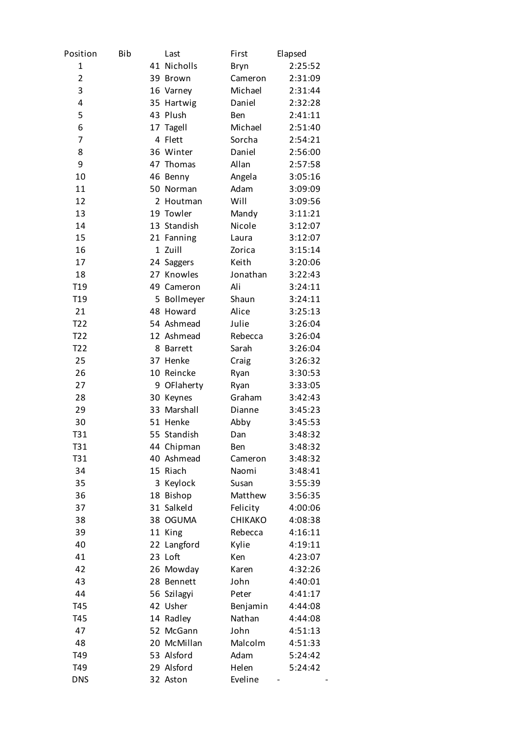| Position | Bib | Last | First | Elapsed |
|---|---|---|---|---|
| 1 | 41 | Nicholls | Bryn | 2:25:52 |
| 2 | 39 | Brown | Cameron | 2:31:09 |
| 3 | 16 | Varney | Michael | 2:31:44 |
| 4 | 35 | Hartwig | Daniel | 2:32:28 |
| 5 | 43 | Plush | Ben | 2:41:11 |
| 6 | 17 | Tagell | Michael | 2:51:40 |
| 7 | 4 | Flett | Sorcha | 2:54:21 |
| 8 | 36 | Winter | Daniel | 2:56:00 |
| 9 | 47 | Thomas | Allan | 2:57:58 |
| 10 | 46 | Benny | Angela | 3:05:16 |
| 11 | 50 | Norman | Adam | 3:09:09 |
| 12 | 2 | Houtman | Will | 3:09:56 |
| 13 | 19 | Towler | Mandy | 3:11:21 |
| 14 | 13 | Standish | Nicole | 3:12:07 |
| 15 | 21 | Fanning | Laura | 3:12:07 |
| 16 | 1 | Zuill | Zorica | 3:15:14 |
| 17 | 24 | Saggers | Keith | 3:20:06 |
| 18 | 27 | Knowles | Jonathan | 3:22:43 |
| T19 | 49 | Cameron | Ali | 3:24:11 |
| T19 | 5 | Bollmeyer | Shaun | 3:24:11 |
| 21 | 48 | Howard | Alice | 3:25:13 |
| T22 | 54 | Ashmead | Julie | 3:26:04 |
| T22 | 12 | Ashmead | Rebecca | 3:26:04 |
| T22 | 8 | Barrett | Sarah | 3:26:04 |
| 25 | 37 | Henke | Craig | 3:26:32 |
| 26 | 10 | Reincke | Ryan | 3:30:53 |
| 27 | 9 | OFlaherty | Ryan | 3:33:05 |
| 28 | 30 | Keynes | Graham | 3:42:43 |
| 29 | 33 | Marshall | Dianne | 3:45:23 |
| 30 | 51 | Henke | Abby | 3:45:53 |
| T31 | 55 | Standish | Dan | 3:48:32 |
| T31 | 44 | Chipman | Ben | 3:48:32 |
| T31 | 40 | Ashmead | Cameron | 3:48:32 |
| 34 | 15 | Riach | Naomi | 3:48:41 |
| 35 | 3 | Keylock | Susan | 3:55:39 |
| 36 | 18 | Bishop | Matthew | 3:56:35 |
| 37 | 31 | Salkeld | Felicity | 4:00:06 |
| 38 | 38 | OGUMA | CHIKAKO | 4:08:38 |
| 39 | 11 | King | Rebecca | 4:16:11 |
| 40 | 22 | Langford | Kylie | 4:19:11 |
| 41 | 23 | Loft | Ken | 4:23:07 |
| 42 | 26 | Mowday | Karen | 4:32:26 |
| 43 | 28 | Bennett | John | 4:40:01 |
| 44 | 56 | Szilagyi | Peter | 4:41:17 |
| T45 | 42 | Usher | Benjamin | 4:44:08 |
| T45 | 14 | Radley | Nathan | 4:44:08 |
| 47 | 52 | McGann | John | 4:51:13 |
| 48 | 20 | McMillan | Malcolm | 4:51:33 |
| T49 | 53 | Alsford | Adam | 5:24:42 |
| T49 | 29 | Alsford | Helen | 5:24:42 |
| DNS | 32 | Aston | Eveline | - - |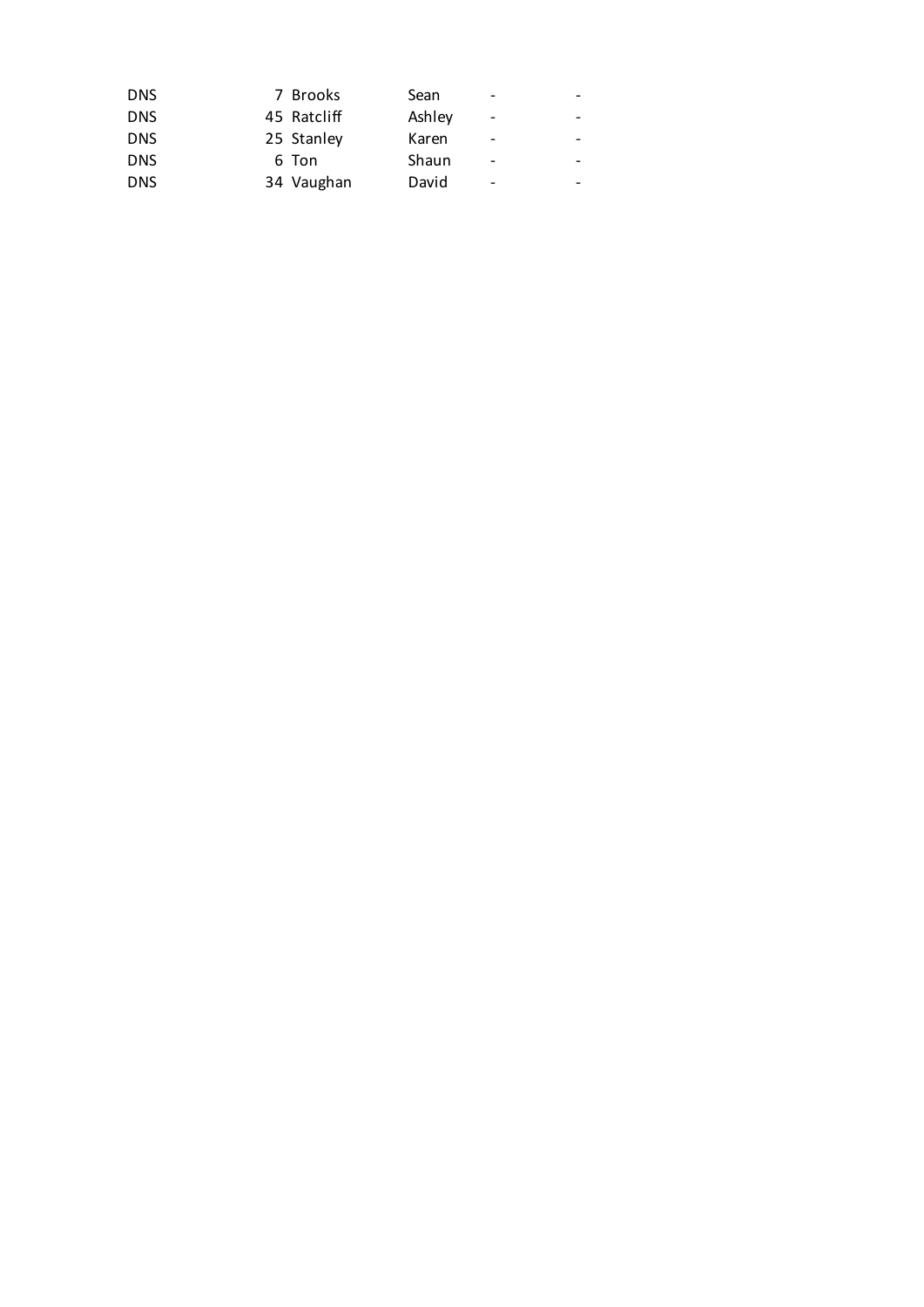| | | | | | |
|---|---|---|---|---|---|
| DNS | 7 | Brooks | Sean | - | - |
| DNS | 45 | Ratcliff | Ashley | - | - |
| DNS | 25 | Stanley | Karen | - | - |
| DNS | 6 | Ton | Shaun | - | - |
| DNS | 34 | Vaughan | David | - | - |